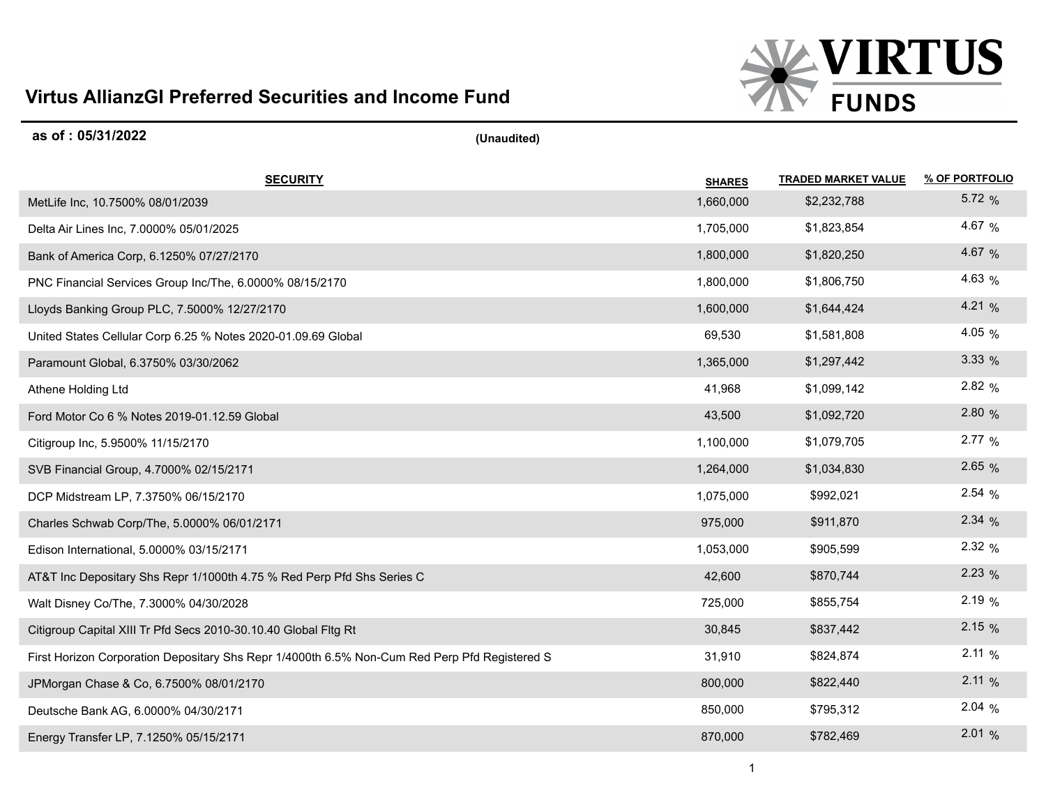# Virtus AllianzGI Preferred Securities and Income Fund

**as of : 05/31/2022** **(Unaudited)**

| SECURITY | SHARES | TRADED MARKET VALUE | % OF PORTFOLIO |
|---|---|---|---|
| MetLife Inc, 10.7500% 08/01/2039 | 1,660,000 | $2,232,788 | 5.72 % |
| Delta Air Lines Inc, 7.0000% 05/01/2025 | 1,705,000 | $1,823,854 | 4.67 % |
| Bank of America Corp, 6.1250% 07/27/2170 | 1,800,000 | $1,820,250 | 4.67 % |
| PNC Financial Services Group Inc/The, 6.0000% 08/15/2170 | 1,800,000 | $1,806,750 | 4.63 % |
| Lloyds Banking Group PLC, 7.5000% 12/27/2170 | 1,600,000 | $1,644,424 | 4.21 % |
| United States Cellular Corp 6.25 % Notes 2020-01.09.69 Global | 69,530 | $1,581,808 | 4.05 % |
| Paramount Global, 6.3750% 03/30/2062 | 1,365,000 | $1,297,442 | 3.33 % |
| Athene Holding Ltd | 41,968 | $1,099,142 | 2.82 % |
| Ford Motor Co 6 % Notes 2019-01.12.59 Global | 43,500 | $1,092,720 | 2.80 % |
| Citigroup Inc, 5.9500% 11/15/2170 | 1,100,000 | $1,079,705 | 2.77 % |
| SVB Financial Group, 4.7000% 02/15/2171 | 1,264,000 | $1,034,830 | 2.65 % |
| DCP Midstream LP, 7.3750% 06/15/2170 | 1,075,000 | $992,021 | 2.54 % |
| Charles Schwab Corp/The, 5.0000% 06/01/2171 | 975,000 | $911,870 | 2.34 % |
| Edison International, 5.0000% 03/15/2171 | 1,053,000 | $905,599 | 2.32 % |
| AT&T Inc Depositary Shs Repr 1/1000th 4.75 % Red Perp Pfd Shs Series C | 42,600 | $870,744 | 2.23 % |
| Walt Disney Co/The, 7.3000% 04/30/2028 | 725,000 | $855,754 | 2.19 % |
| Citigroup Capital XIII Tr Pfd Secs 2010-30.10.40 Global Fltg Rt | 30,845 | $837,442 | 2.15 % |
| First Horizon Corporation Depositary Shs Repr 1/4000th 6.5% Non-Cum Red Perp Pfd Registered S | 31,910 | $824,874 | 2.11 % |
| JPMorgan Chase & Co, 6.7500% 08/01/2170 | 800,000 | $822,440 | 2.11 % |
| Deutsche Bank AG, 6.0000% 04/30/2171 | 850,000 | $795,312 | 2.04 % |
| Energy Transfer LP, 7.1250% 05/15/2171 | 870,000 | $782,469 | 2.01 % |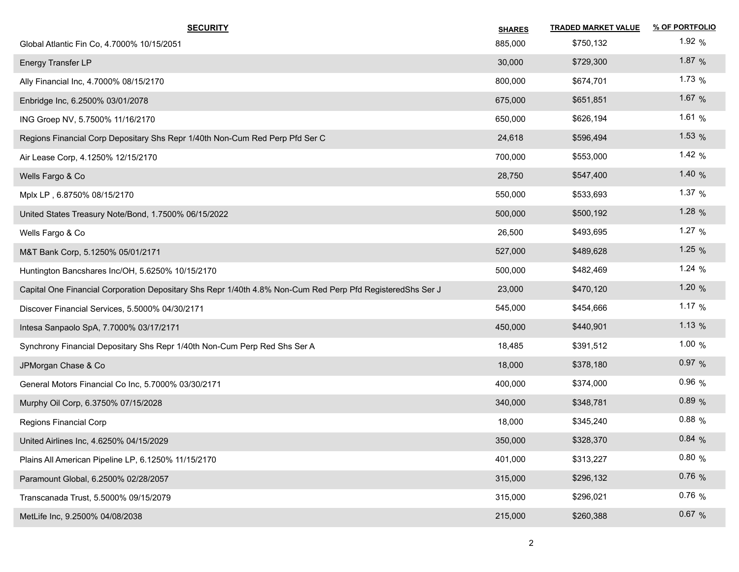| SECURITY | SHARES | TRADED MARKET VALUE | % OF PORTFOLIO |
|---|---|---|---|
| Global Atlantic Fin Co, 4.7000% 10/15/2051 | 885,000 | $750,132 | 1.92 % |
| Energy Transfer LP | 30,000 | $729,300 | 1.87 % |
| Ally Financial Inc, 4.7000% 08/15/2170 | 800,000 | $674,701 | 1.73 % |
| Enbridge Inc, 6.2500% 03/01/2078 | 675,000 | $651,851 | 1.67 % |
| ING Groep NV, 5.7500% 11/16/2170 | 650,000 | $626,194 | 1.61 % |
| Regions Financial Corp Depositary Shs Repr 1/40th Non-Cum Red Perp Pfd Ser C | 24,618 | $596,494 | 1.53 % |
| Air Lease Corp, 4.1250% 12/15/2170 | 700,000 | $553,000 | 1.42 % |
| Wells Fargo & Co | 28,750 | $547,400 | 1.40 % |
| Mplx LP , 6.8750% 08/15/2170 | 550,000 | $533,693 | 1.37 % |
| United States Treasury Note/Bond, 1.7500% 06/15/2022 | 500,000 | $500,192 | 1.28 % |
| Wells Fargo & Co | 26,500 | $493,695 | 1.27 % |
| M&T Bank Corp, 5.1250% 05/01/2171 | 527,000 | $489,628 | 1.25 % |
| Huntington Bancshares Inc/OH, 5.6250% 10/15/2170 | 500,000 | $482,469 | 1.24 % |
| Capital One Financial Corporation Depositary Shs Repr 1/40th 4.8% Non-Cum Red Perp Pfd RegisteredShs Ser J | 23,000 | $470,120 | 1.20 % |
| Discover Financial Services, 5.5000% 04/30/2171 | 545,000 | $454,666 | 1.17 % |
| Intesa Sanpaolo SpA, 7.7000% 03/17/2171 | 450,000 | $440,901 | 1.13 % |
| Synchrony Financial Depositary Shs Repr 1/40th Non-Cum Perp Red Shs Ser A | 18,485 | $391,512 | 1.00 % |
| JPMorgan Chase & Co | 18,000 | $378,180 | 0.97 % |
| General Motors Financial Co Inc, 5.7000% 03/30/2171 | 400,000 | $374,000 | 0.96 % |
| Murphy Oil Corp, 6.3750% 07/15/2028 | 340,000 | $348,781 | 0.89 % |
| Regions Financial Corp | 18,000 | $345,240 | 0.88 % |
| United Airlines Inc, 4.6250% 04/15/2029 | 350,000 | $328,370 | 0.84 % |
| Plains All American Pipeline LP, 6.1250% 11/15/2170 | 401,000 | $313,227 | 0.80 % |
| Paramount Global, 6.2500% 02/28/2057 | 315,000 | $296,132 | 0.76 % |
| Transcanada Trust, 5.5000% 09/15/2079 | 315,000 | $296,021 | 0.76 % |
| MetLife Inc, 9.2500% 04/08/2038 | 215,000 | $260,388 | 0.67 % |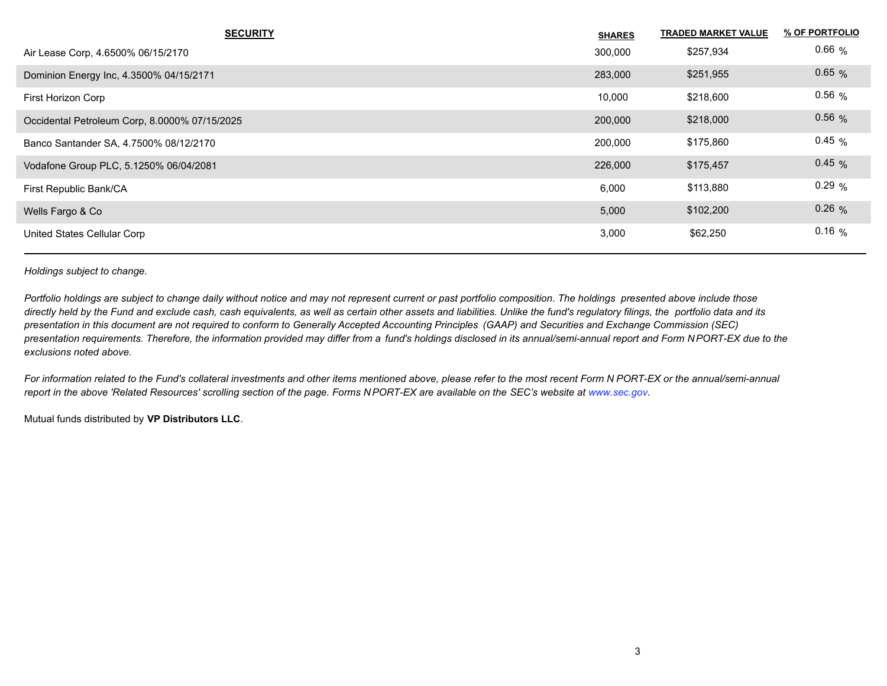| SECURITY | SHARES | TRADED MARKET VALUE | % OF PORTFOLIO |
|---|---|---|---|
| Air Lease Corp, 4.6500% 06/15/2170 | 300,000 | $257,934 | 0.66 % |
| Dominion Energy Inc, 4.3500% 04/15/2171 | 283,000 | $251,955 | 0.65 % |
| First Horizon Corp | 10,000 | $218,600 | 0.56 % |
| Occidental Petroleum Corp, 8.0000% 07/15/2025 | 200,000 | $218,000 | 0.56 % |
| Banco Santander SA, 4.7500% 08/12/2170 | 200,000 | $175,860 | 0.45 % |
| Vodafone Group PLC, 5.1250% 06/04/2081 | 226,000 | $175,457 | 0.45 % |
| First Republic Bank/CA | 6,000 | $113,880 | 0.29 % |
| Wells Fargo & Co | 5,000 | $102,200 | 0.26 % |
| United States Cellular Corp | 3,000 | $62,250 | 0.16 % |

*Holdings subject to change.*

*Portfolio holdings are subject to change daily without notice and may not represent current or past portfolio composition. The holdings presented above include those directly held by the Fund and exclude cash, cash equivalents, as well as certain other assets and liabilities. Unlike the fund's regulatory filings, the portfolio data and its presentation in this document are not required to conform to Generally Accepted Accounting Principles (GAAP) and Securities and Exchange Commission (SEC) presentation requirements. Therefore, the information provided may differ from a fund's holdings disclosed in its annual/semi-annual report and Form N PORT-EX due to the exclusions noted above.*

*For information related to the Fund's collateral investments and other items mentioned above, please refer to the most recent Form N PORT-EX or the annual/semi-annual report in the above 'Related Resources' scrolling section of the page. Forms N PORT-EX are available on the SEC's website at www.sec.gov.*

Mutual funds distributed by **VP Distributors LLC**.